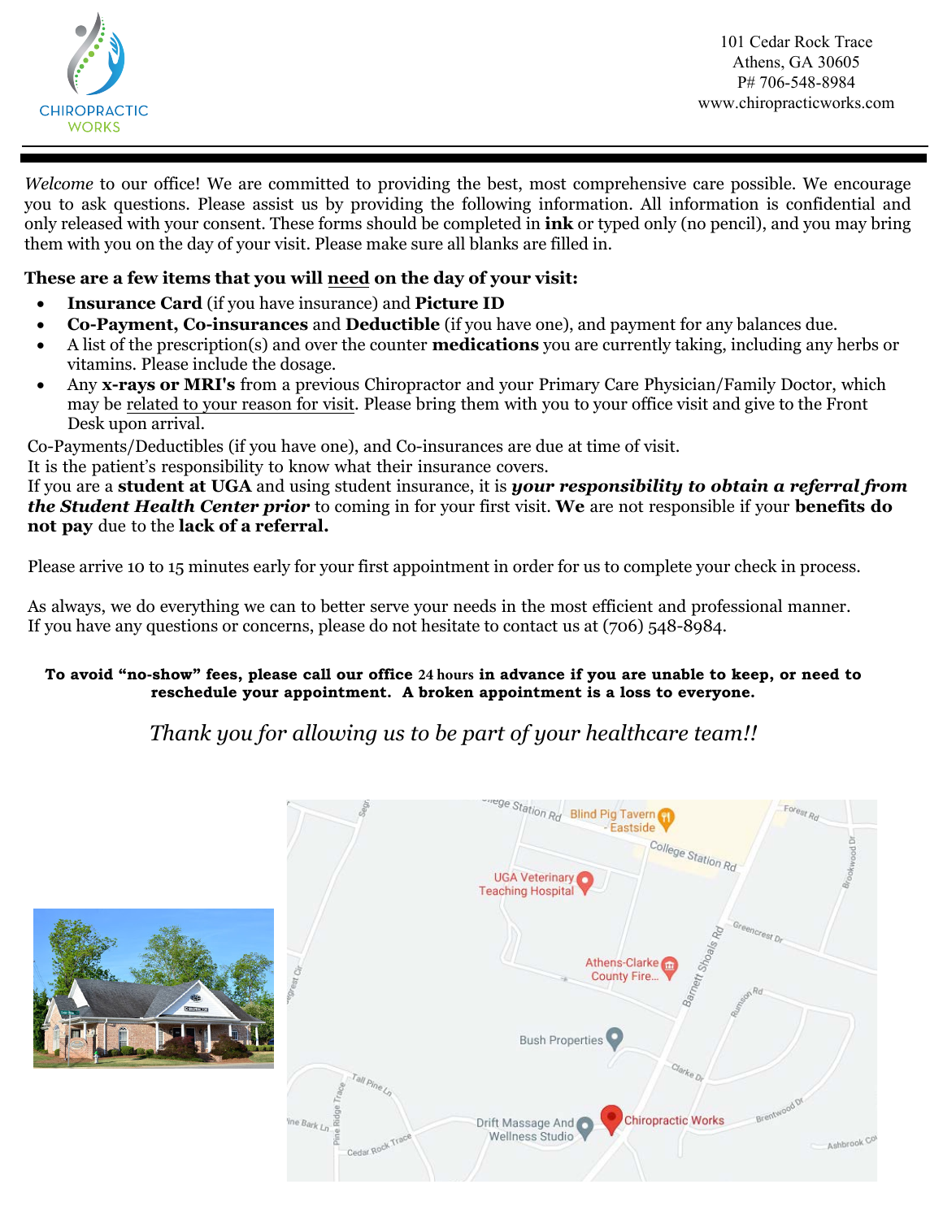CHIROPRACTIC WORKS

101 Cedar Rock Trace
Athens, GA 30605
P# 706-548-8984
www.chiropracticworks.com

---

*Welcome* to our office! We are committed to providing the best, most comprehensive care possible. We encourage you to ask questions. Please assist us by providing the following information. All information is confidential and only released with your consent. These forms should be completed in **ink** or typed only (no pencil), and you may bring them with you on the day of your visit. Please make sure all blanks are filled in.

**These are a few items that you will need on the day of your visit:**

- **Insurance Card** (if you have insurance) and **Picture ID**
- **Co-Payment, Co-insurances** and **Deductible** (if you have one), and payment for any balances due.
- A list of the prescription(s) and over the counter **medications** you are currently taking, including any herbs or vitamins. Please include the dosage.
- Any **x-rays or MRI's** from a previous Chiropractor and your Primary Care Physician/Family Doctor, which may be related to your reason for visit. Please bring them with you to your office visit and give to the Front Desk upon arrival.

Co-Payments/Deductibles (if you have one), and Co-insurances are due at time of visit.
It is the patient's responsibility to know what their insurance covers.
If you are a **student at UGA** and using student insurance, it is ***your responsibility to obtain a referral from the Student Health Center prior*** to coming in for your first visit. **We** are not responsible if your **benefits do not pay** due to the **lack of a referral.**

Please arrive 10 to 15 minutes early for your first appointment in order for us to complete your check in process.

As always, we do everything we can to better serve your needs in the most efficient and professional manner.
If you have any questions or concerns, please do not hesitate to contact us at (706) 548-8984.

**To avoid "no-show" fees, please call our office 24 hours in advance if you are unable to keep, or need to reschedule your appointment. A broken appointment is a loss to everyone.**

*Thank you for allowing us to be part of your healthcare team!!*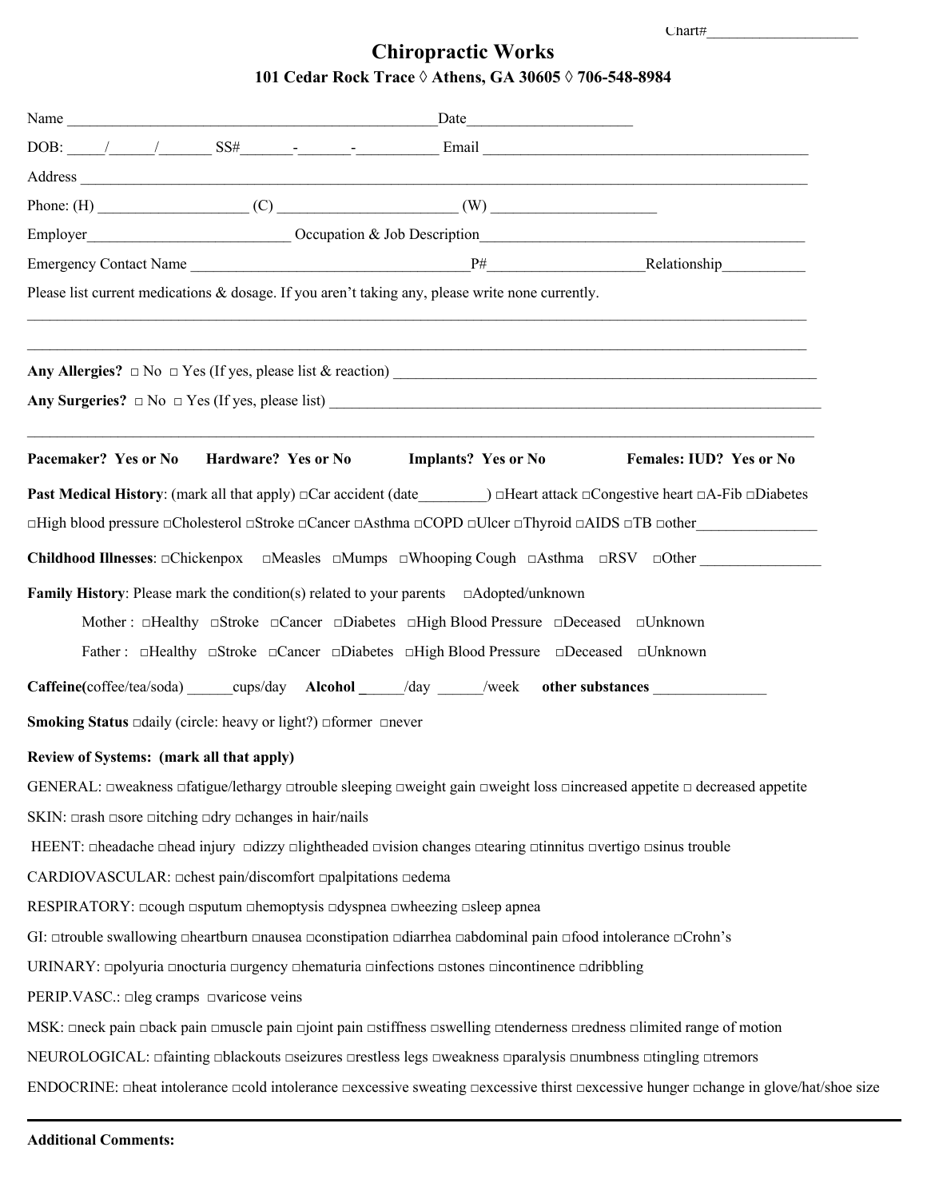Chart#____________________

# Chiropractic Works

**101 Cedar Rock Trace ◊ Athens, GA 30605 ◊ 706-548-8984**

Name __________________________________________________ Date______________________

DOB: _____/______/_______ SS#_______-_______-__________ Email ____________________________________________

Address ________________________________________________________________________________________________

Phone: (H) ____________________ (C) ________________________ (W) ______________________

Employer___________________________ Occupation & Job Description_____________________________________________

Emergency Contact Name _____________________________________P#____________________Relationship___________

Please list current medications & dosage. If you aren't taking any, please write none currently.

________________________________________________________________________________________________________

________________________________________________________________________________________________________

**Any Allergies?** □ No □ Yes (If yes, please list & reaction) ___________________________________________________________

**Any Surgeries?** □ No □ Yes (If yes, please list) _____________________________________________________________________

________________________________________________________________________________________________________

**Pacemaker? Yes or No** **Hardware? Yes or No** **Implants? Yes or No** **Females: IUD? Yes or No**

**Past Medical History**: (mark all that apply) □Car accident (date_________) □Heart attack □Congestive heart □A-Fib □Diabetes □High blood pressure □Cholesterol □Stroke □Cancer □Asthma □COPD □Ulcer □Thyroid □AIDS □TB □other________________

**Childhood Illnesses**: □Chickenpox □Measles □Mumps □Whooping Cough □Asthma □RSV □Other ________________

**Family History**: Please mark the condition(s) related to your parents □Adopted/unknown

Mother : □Healthy □Stroke □Cancer □Diabetes □High Blood Pressure □Deceased □Unknown

Father : □Healthy □Stroke □Cancer □Diabetes □High Blood Pressure □Deceased □Unknown

**Caffeine**(coffee/tea/soda) ______cups/day **Alcohol** ______/day ______/week **other substances** _______________

**Smoking Status** □daily (circle: heavy or light?) □former □never

**Review of Systems: (mark all that apply)**

GENERAL: □weakness □fatigue/lethargy □trouble sleeping □weight gain □weight loss □increased appetite □ decreased appetite

SKIN: □rash □sore □itching □dry □changes in hair/nails

HEENT: □headache □head injury □dizzy □lightheaded □vision changes □tearing □tinnitus □vertigo □sinus trouble

CARDIOVASCULAR: □chest pain/discomfort □palpitations □edema

RESPIRATORY: □cough □sputum □hemoptysis □dyspnea □wheezing □sleep apnea

GI: □trouble swallowing □heartburn □nausea □constipation □diarrhea □abdominal pain □food intolerance □Crohn's

URINARY: □polyuria □nocturia □urgency □hematuria □infections □stones □incontinence □dribbling

PERIP.VASC.: □leg cramps □varicose veins

MSK: □neck pain □back pain □muscle pain □joint pain □stiffness □swelling □tenderness □redness □limited range of motion

NEUROLOGICAL: □fainting □blackouts □seizures □restless legs □weakness □paralysis □numbness □tingling □tremors

ENDOCRINE: □heat intolerance □cold intolerance □excessive sweating □excessive thirst □excessive hunger □change in glove/hat/shoe size

---

**Additional Comments:**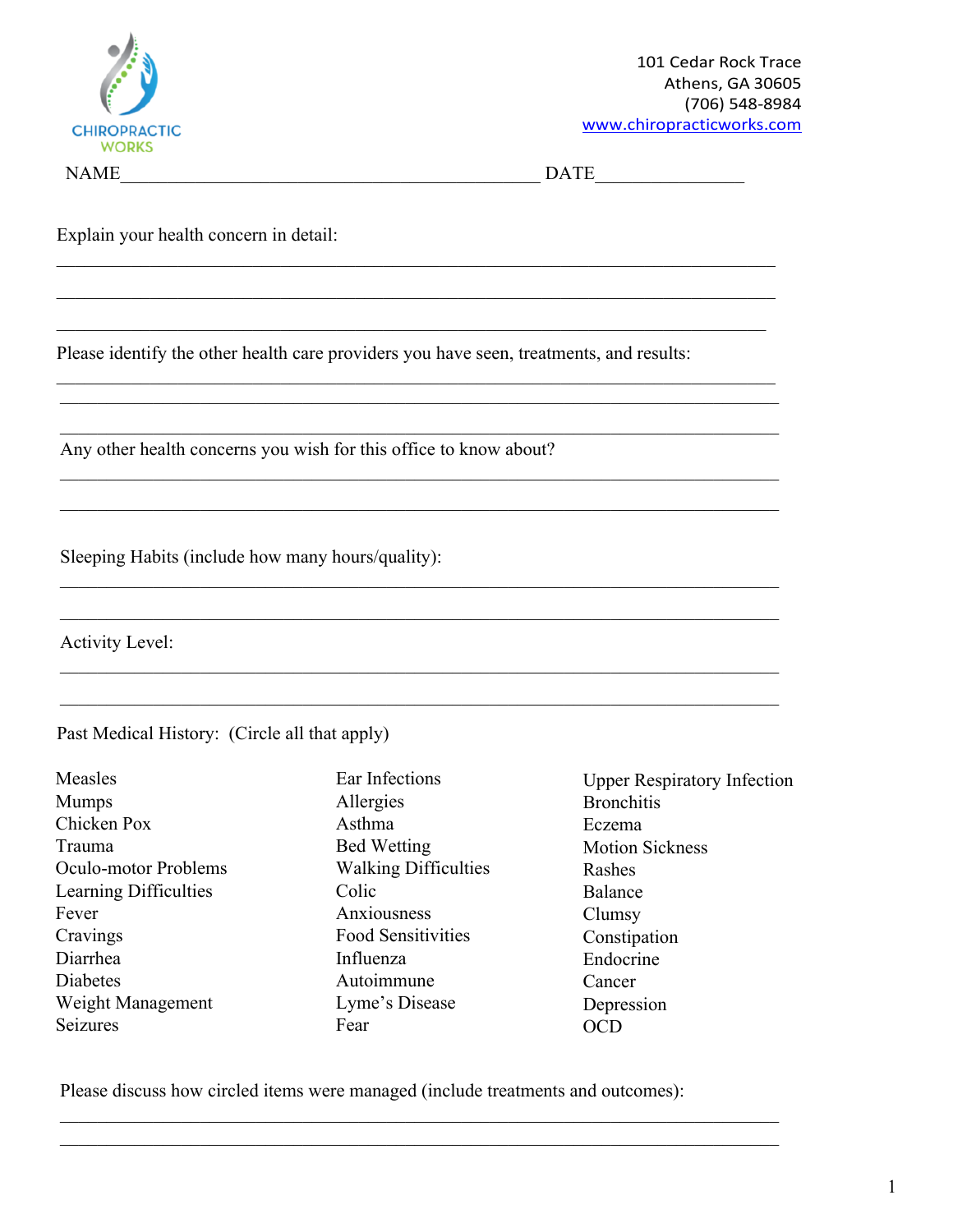CHIROPRACTIC WORKS

101 Cedar Rock Trace
Athens, GA 30605
(706) 548-8984
www.chiropracticworks.com

NAME_______________________________________________ DATE________________

Explain your health concern in detail:

_______________________________________________________________________________

_______________________________________________________________________________

_______________________________________________________________________________

Please identify the other health care providers you have seen, treatments, and results:

_______________________________________________________________________________

_______________________________________________________________________________

_______________________________________________________________________________

Any other health concerns you wish for this office to know about?

_______________________________________________________________________________

_______________________________________________________________________________

Sleeping Habits (include how many hours/quality):

_______________________________________________________________________________

_______________________________________________________________________________

Activity Level:

_______________________________________________________________________________

_______________________________________________________________________________

Past Medical History: (Circle all that apply)

| | | |
|---|---|---|
| Measles | Ear Infections | Upper Respiratory Infection |
| Mumps | Allergies | Bronchitis |
| Chicken Pox | Asthma | Eczema |
| Trauma | Bed Wetting | Motion Sickness |
| Oculo-motor Problems | Walking Difficulties | Rashes |
| Learning Difficulties | Colic | Balance |
| Fever | Anxiousness | Clumsy |
| Cravings | Food Sensitivities | Constipation |
| Diarrhea | Influenza | Endocrine |
| Diabetes | Autoimmune | Cancer |
| Weight Management | Lyme's Disease | Depression |
| Seizures | Fear | OCD |

Please discuss how circled items were managed (include treatments and outcomes):

_______________________________________________________________________________

_______________________________________________________________________________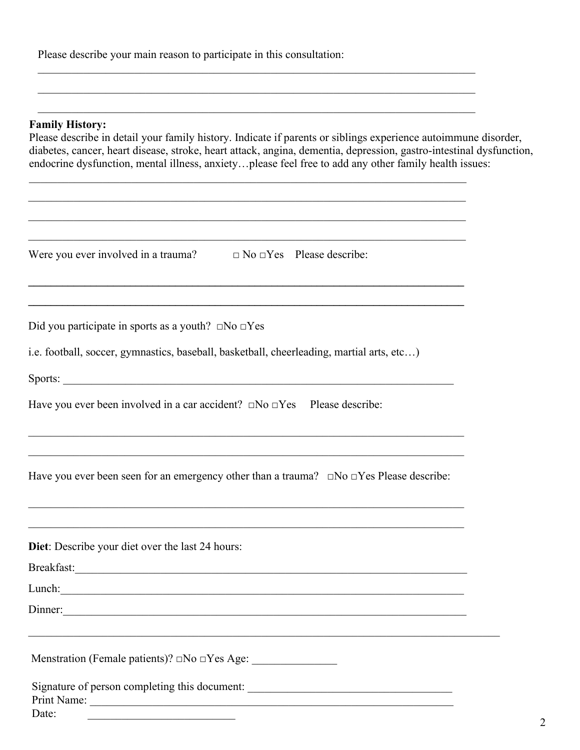Please describe your main reason to participate in this consultation:

______________________________________________________________________________

______________________________________________________________________________

______________________________________________________________________________

**Family History:**
Please describe in detail your family history. Indicate if parents or siblings experience autoimmune disorder, diabetes, cancer, heart disease, stroke, heart attack, angina, dementia, depression, gastro-intestinal dysfunction, endocrine dysfunction, mental illness, anxiety…please feel free to add any other family health issues:

______________________________________________________________________________

______________________________________________________________________________

______________________________________________________________________________

______________________________________________________________________________

Were you ever involved in a trauma? □ No □Yes Please describe:

______________________________________________________________________________

______________________________________________________________________________

Did you participate in sports as a youth? □No □Yes

i.e. football, soccer, gymnastics, baseball, basketball, cheerleading, martial arts, etc…)

Sports: ______________________________________________________________________

Have you ever been involved in a car accident? □No □Yes Please describe:

______________________________________________________________________________

______________________________________________________________________________

Have you ever been seen for an emergency other than a trauma? □No □Yes Please describe:

______________________________________________________________________________

______________________________________________________________________________

**Diet**: Describe your diet over the last 24 hours:

Breakfast:____________________________________________________________________

Lunch:_______________________________________________________________________

Dinner:______________________________________________________________________

______________________________________________________________________________

Menstration (Female patients)? □No □Yes Age: _______________

Signature of person completing this document: ____________________________________

Print Name: _________________________________________________________________

Date: ___________________________